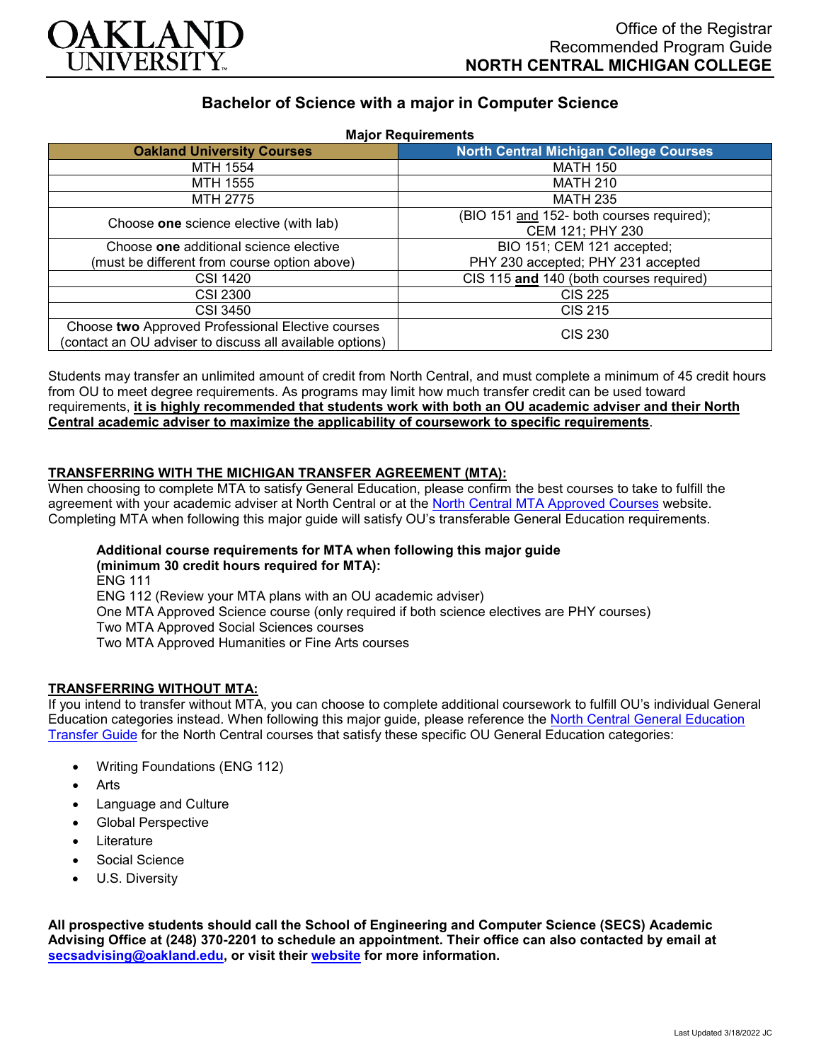OAKLAND UNIVERSITY

Office of the Registrar
Recommended Program Guide
**NORTH CENTRAL MICHIGAN COLLEGE**

## Bachelor of Science with a major in Computer Science

**Major Requirements**

| Oakland University Courses | North Central Michigan College Courses |
|---|---|
| MTH 1554 | MATH 150 |
| MTH 1555 | MATH 210 |
| MTH 2775 | MATH 235 |
| Choose **one** science elective (with lab) | (BIO 151 and 152- both courses required); CEM 121; PHY 230 |
| Choose **one** additional science elective (must be different from course option above) | BIO 151; CEM 121 accepted; PHY 230 accepted; PHY 231 accepted |
| CSI 1420 | CIS 115 **and** 140 (both courses required) |
| CSI 2300 | CIS 225 |
| CSI 3450 | CIS 215 |
| Choose **two** Approved Professional Elective courses (contact an OU adviser to discuss all available options) | CIS 230 |

Students may transfer an unlimited amount of credit from North Central, and must complete a minimum of 45 credit hours from OU to meet degree requirements. As programs may limit how much transfer credit can be used toward requirements, **it is highly recommended that students work with both an OU academic adviser and their North Central academic adviser to maximize the applicability of coursework to specific requirements**.

### TRANSFERRING WITH THE MICHIGAN TRANSFER AGREEMENT (MTA):

When choosing to complete MTA to satisfy General Education, please confirm the best courses to take to fulfill the agreement with your academic adviser at North Central or at the North Central MTA Approved Courses website. Completing MTA when following this major guide will satisfy OU's transferable General Education requirements.

**Additional course requirements for MTA when following this major guide (minimum 30 credit hours required for MTA):**
ENG 111
ENG 112 (Review your MTA plans with an OU academic adviser)
One MTA Approved Science course (only required if both science electives are PHY courses)
Two MTA Approved Social Sciences courses
Two MTA Approved Humanities or Fine Arts courses

### TRANSFERRING WITHOUT MTA:

If you intend to transfer without MTA, you can choose to complete additional coursework to fulfill OU's individual General Education categories instead. When following this major guide, please reference the North Central General Education Transfer Guide for the North Central courses that satisfy these specific OU General Education categories:

- Writing Foundations (ENG 112)
- Arts
- Language and Culture
- Global Perspective
- Literature
- Social Science
- U.S. Diversity

**All prospective students should call the School of Engineering and Computer Science (SECS) Academic Advising Office at (248) 370-2201 to schedule an appointment. Their office can also contacted by email at secsadvising@oakland.edu, or visit their website for more information.**

Last Updated 3/18/2022 JC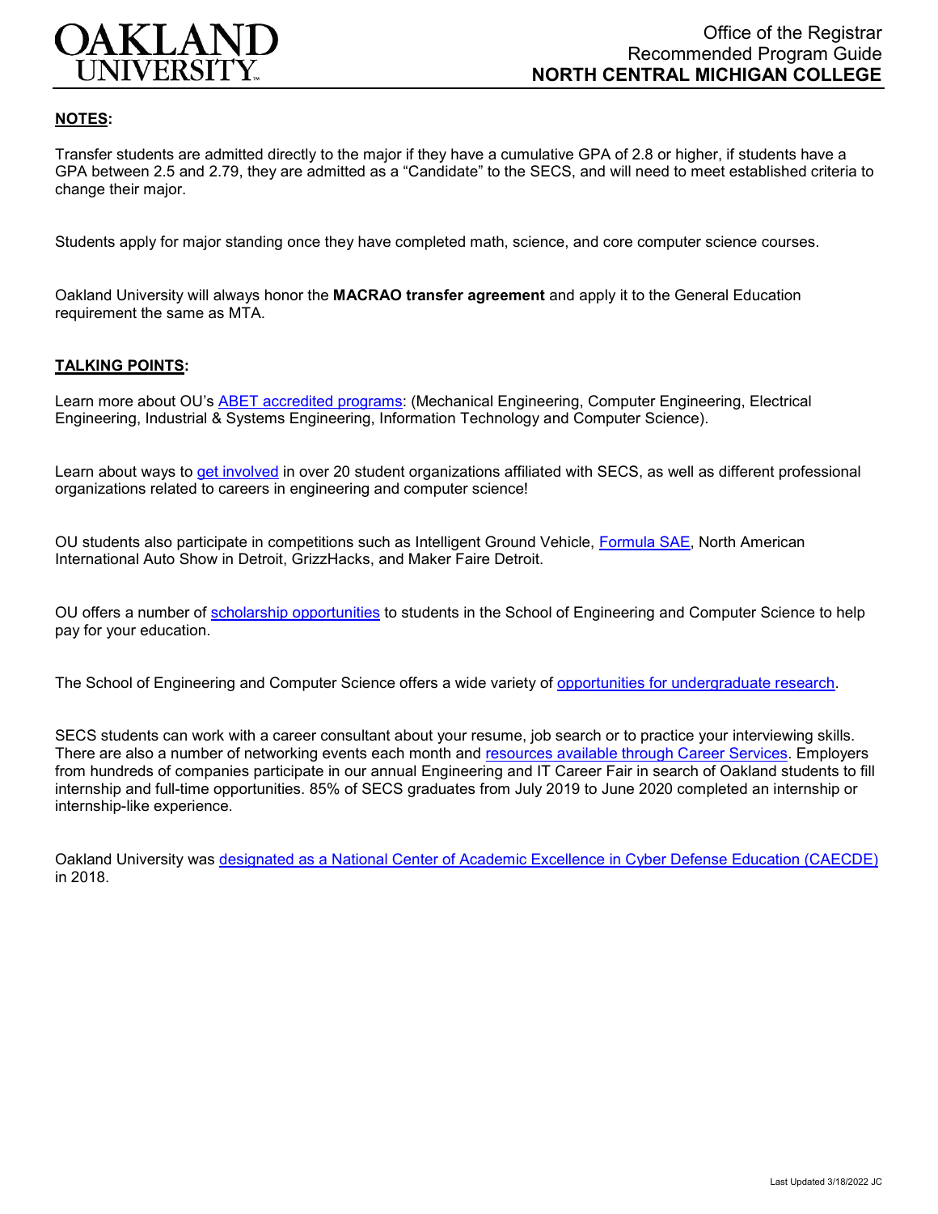**NOTES:**

Transfer students are admitted directly to the major if they have a cumulative GPA of 2.8 or higher, if students have a GPA between 2.5 and 2.79, they are admitted as a "Candidate" to the SECS, and will need to meet established criteria to change their major.

Students apply for major standing once they have completed math, science, and core computer science courses.

Oakland University will always honor the **MACRAO transfer agreement** and apply it to the General Education requirement the same as MTA.

**TALKING POINTS:**

Learn more about OU's ABET accredited programs: (Mechanical Engineering, Computer Engineering, Electrical Engineering, Industrial & Systems Engineering, Information Technology and Computer Science).

Learn about ways to get involved in over 20 student organizations affiliated with SECS, as well as different professional organizations related to careers in engineering and computer science!

OU students also participate in competitions such as Intelligent Ground Vehicle, Formula SAE, North American International Auto Show in Detroit, GrizzHacks, and Maker Faire Detroit.

OU offers a number of scholarship opportunities to students in the School of Engineering and Computer Science to help pay for your education.

The School of Engineering and Computer Science offers a wide variety of opportunities for undergraduate research.

SECS students can work with a career consultant about your resume, job search or to practice your interviewing skills. There are also a number of networking events each month and resources available through Career Services. Employers from hundreds of companies participate in our annual Engineering and IT Career Fair in search of Oakland students to fill internship and full-time opportunities. 85% of SECS graduates from July 2019 to June 2020 completed an internship or internship-like experience.

Oakland University was designated as a National Center of Academic Excellence in Cyber Defense Education (CAECDE) in 2018.